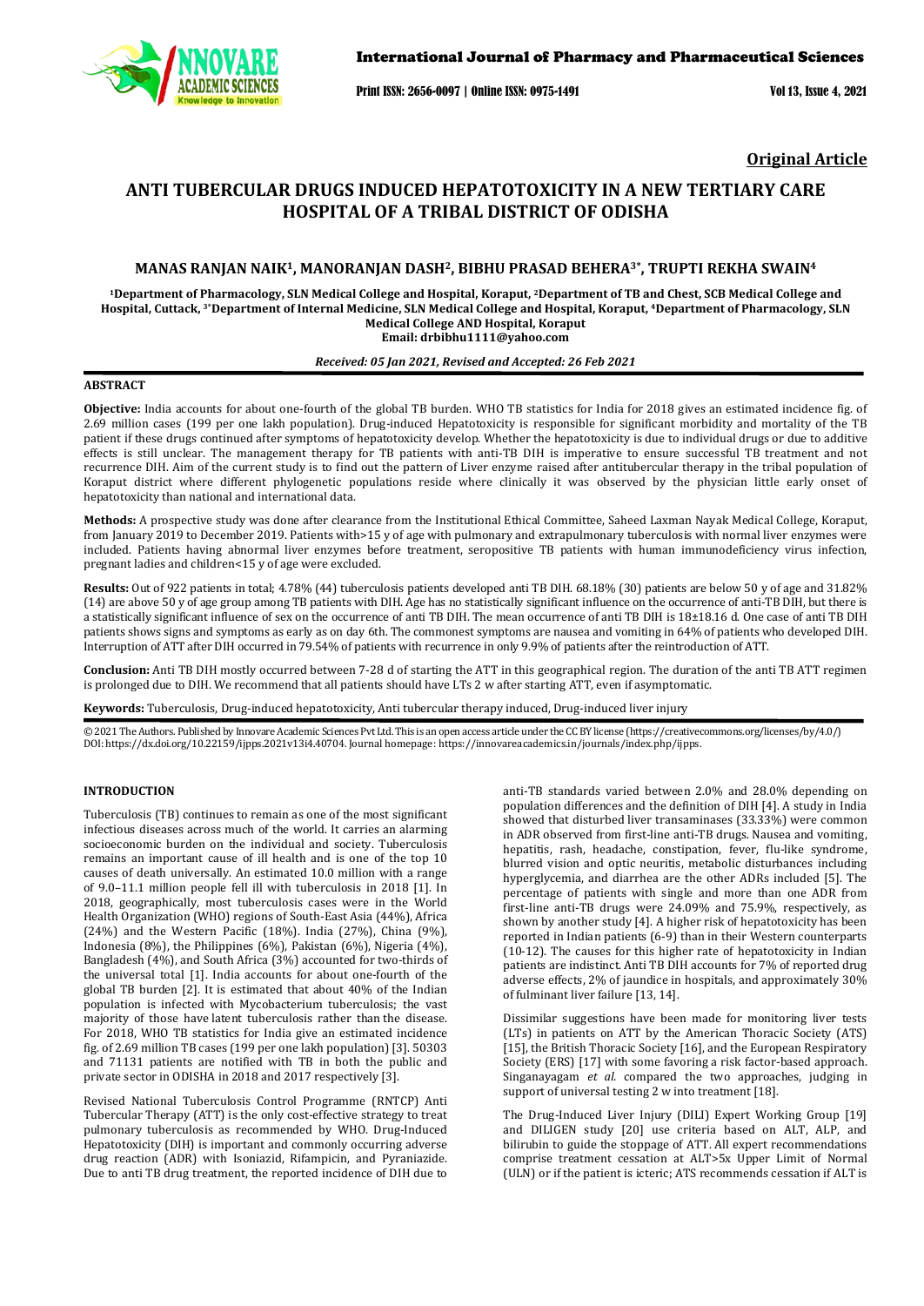**Original Article**

# ANTI TUBERCULAR DRUGS INDUCED HEPATOTOXICITY IN A NEW TERTIARY CARE HOSPITAL OF A TRIBAL DISTRICT OF ODISHA

**MANAS RANJAN NAIK[1], MANORANJAN DASH[2], BIBHU PRASAD BEHERA[3*], TRUPTI REKHA SWAIN[4]**

[1]Department of Pharmacology, SLN Medical College and Hospital, Koraput, [2]Department of TB and Chest, SCB Medical College and Hospital, Cuttack, [3*]Department of Internal Medicine, SLN Medical College and Hospital, Koraput, [4]Department of Pharmacology, SLN Medical College AND Hospital, Koraput
Email: drbibhu1111@yahoo.com

*Received: 05 Jan 2021, Revised and Accepted: 26 Feb 2021*

## ABSTRACT

**Objective:** India accounts for about one-fourth of the global TB burden. WHO TB statistics for India for 2018 gives an estimated incidence fig. of 2.69 million cases (199 per one lakh population). Drug-induced Hepatotoxicity is responsible for significant morbidity and mortality of the TB patient if these drugs continued after symptoms of hepatotoxicity develop. Whether the hepatotoxicity is due to individual drugs or due to additive effects is still unclear. The management therapy for TB patients with anti-TB DIH is imperative to ensure successful TB treatment and not recurrence DIH. Aim of the current study is to find out the pattern of Liver enzyme raised after antitubercular therapy in the tribal population of Koraput district where different phylogenetic populations reside where clinically it was observed by the physician little early onset of hepatotoxicity than national and international data.

**Methods:** A prospective study was done after clearance from the Institutional Ethical Committee, Saheed Laxman Nayak Medical College, Koraput, from January 2019 to December 2019. Patients with>15 y of age with pulmonary and extrapulmonary tuberculosis with normal liver enzymes were included. Patients having abnormal liver enzymes before treatment, seropositive TB patients with human immunodeficiency virus infection, pregnant ladies and children<15 y of age were excluded.

**Results:** Out of 922 patients in total; 4.78% (44) tuberculosis patients developed anti TB DIH. 68.18% (30) patients are below 50 y of age and 31.82% (14) are above 50 y of age group among TB patients with DIH. Age has no statistically significant influence on the occurrence of anti-TB DIH, but there is a statistically significant influence of sex on the occurrence of anti TB DIH. The mean occurrence of anti TB DIH is 18±18.16 d. One case of anti TB DIH patients shows signs and symptoms as early as on day 6th. The commonest symptoms are nausea and vomiting in 64% of patients who developed DIH. Interruption of ATT after DIH occurred in 79.54% of patients with recurrence in only 9.9% of patients after the reintroduction of ATT.

**Conclusion:** Anti TB DIH mostly occurred between 7-28 d of starting the ATT in this geographical region. The duration of the anti TB ATT regimen is prolonged due to DIH. We recommend that all patients should have LTs 2 w after starting ATT, even if asymptomatic.

**Keywords:** Tuberculosis, Drug-induced hepatotoxicity, Anti tubercular therapy induced, Drug-induced liver injury

© 2021 The Authors. Published by Innovare Academic Sciences Pvt Ltd. This is an open access article under the CC BY license (https://creativecommons.org/licenses/by/4.0/) DOI: https://dx.doi.org/10.22159/ijpps.2021v13i4.40704. Journal homepage: https://innovareacademics.in/journals/index.php/ijpps.

## INTRODUCTION

Tuberculosis (TB) continues to remain as one of the most significant infectious diseases across much of the world. It carries an alarming socioeconomic burden on the individual and society. Tuberculosis remains an important cause of ill health and is one of the top 10 causes of death universally. An estimated 10.0 million with a range of 9.0–11.1 million people fell ill with tuberculosis in 2018 [1]. In 2018, geographically, most tuberculosis cases were in the World Health Organization (WHO) regions of South-East Asia (44%), Africa (24%) and the Western Pacific (18%). India (27%), China (9%), Indonesia (8%), the Philippines (6%), Pakistan (6%), Nigeria (4%), Bangladesh (4%), and South Africa (3%) accounted for two-thirds of the universal total [1]. India accounts for about one-fourth of the global TB burden [2]. It is estimated that about 40% of the Indian population is infected with Mycobacterium tuberculosis; the vast majority of those have latent tuberculosis rather than the disease. For 2018, WHO TB statistics for India give an estimated incidence fig. of 2.69 million TB cases (199 per one lakh population) [3]. 50303 and 71131 patients are notified with TB in both the public and private sector in ODISHA in 2018 and 2017 respectively [3].

Revised National Tuberculosis Control Programme (RNTCP) Anti Tubercular Therapy (ATT) is the only cost-effective strategy to treat pulmonary tuberculosis as recommended by WHO. Drug-Induced Hepatotoxicity (DIH) is important and commonly occurring adverse drug reaction (ADR) with Isoniazid, Rifampicin, and Pyraniazide. Due to anti TB drug treatment, the reported incidence of DIH due to anti-TB standards varied between 2.0% and 28.0% depending on population differences and the definition of DIH [4]. A study in India showed that disturbed liver transaminases (33.33%) were common in ADR observed from first-line anti-TB drugs. Nausea and vomiting, hepatitis, rash, headache, constipation, fever, flu-like syndrome, blurred vision and optic neuritis, metabolic disturbances including hyperglycemia, and diarrhea are the other ADRs included [5]. The percentage of patients with single and more than one ADR from first-line anti-TB drugs were 24.09% and 75.9%, respectively, as shown by another study [4]. A higher risk of hepatotoxicity has been reported in Indian patients (6-9) than in their Western counterparts (10-12). The causes for this higher rate of hepatotoxicity in Indian patients are indistinct. Anti TB DIH accounts for 7% of reported drug adverse effects, 2% of jaundice in hospitals, and approximately 30% of fulminant liver failure [13, 14].

Dissimilar suggestions have been made for monitoring liver tests (LTs) in patients on ATT by the American Thoracic Society (ATS) [15], the British Thoracic Society [16], and the European Respiratory Society (ERS) [17] with some favoring a risk factor-based approach. Singanayagam *et al.* compared the two approaches, judging in support of universal testing 2 w into treatment [18].

The Drug-Induced Liver Injury (DILI) Expert Working Group [19] and DILIGEN study [20] use criteria based on ALT, ALP, and bilirubin to guide the stoppage of ATT. All expert recommendations comprise treatment cessation at ALT>5x Upper Limit of Normal (ULN) or if the patient is icteric; ATS recommends cessation if ALT is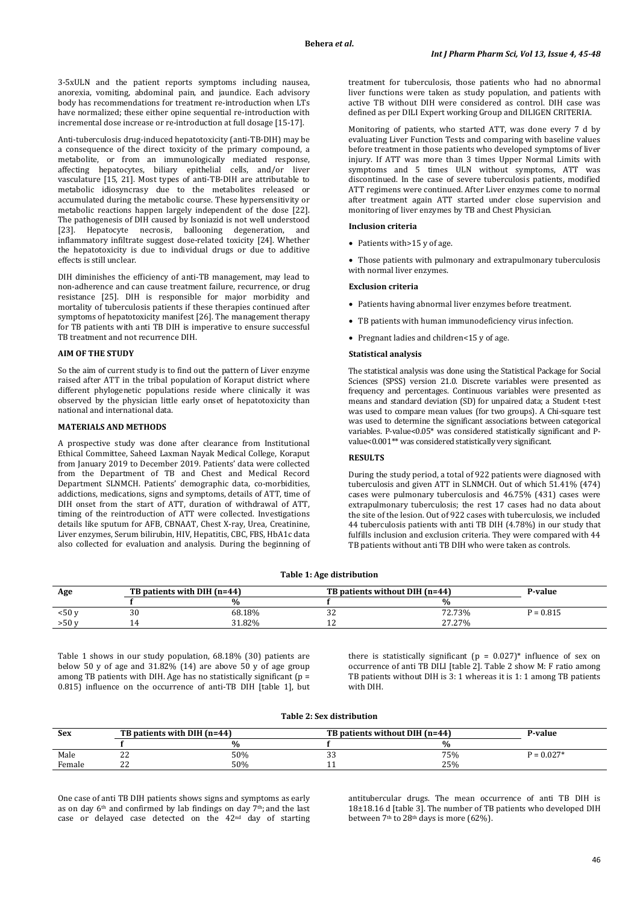3-5xULN and the patient reports symptoms including nausea, anorexia, vomiting, abdominal pain, and jaundice. Each advisory body has recommendations for treatment re-introduction when LTs have normalized; these either opine sequential re-introduction with incremental dose increase or re-introduction at full dosage [15-17].

Anti-tuberculosis drug-induced hepatotoxicity (anti-TB-DIH) may be a consequence of the direct toxicity of the primary compound, a metabolite, or from an immunologically mediated response, affecting hepatocytes, biliary epithelial cells, and/or liver vasculature [15, 21]. Most types of anti-TB-DIH are attributable to metabolic idiosyncrasy due to the metabolites released or accumulated during the metabolic course. These hypersensitivity or metabolic reactions happen largely independent of the dose [22]. The pathogenesis of DIH caused by Isoniazid is not well understood [23]. Hepatocyte necrosis, ballooning degeneration, and inflammatory infiltrate suggest dose-related toxicity [24]. Whether the hepatotoxicity is due to individual drugs or due to additive effects is still unclear.

DIH diminishes the efficiency of anti-TB management, may lead to non-adherence and can cause treatment failure, recurrence, or drug resistance [25]. DIH is responsible for major morbidity and mortality of tuberculosis patients if these therapies continued after symptoms of hepatotoxicity manifest [26]. The management therapy for TB patients with anti TB DIH is imperative to ensure successful TB treatment and not recurrence DIH.

## AIM OF THE STUDY

So the aim of current study is to find out the pattern of Liver enzyme raised after ATT in the tribal population of Koraput district where different phylogenetic populations reside where clinically it was observed by the physician little early onset of hepatotoxicity than national and international data.

## MATERIALS AND METHODS

A prospective study was done after clearance from Institutional Ethical Committee, Saheed Laxman Nayak Medical College, Koraput from January 2019 to December 2019. Patients' data were collected from the Department of TB and Chest and Medical Record Department SLNMCH. Patients' demographic data, co-morbidities, addictions, medications, signs and symptoms, details of ATT, time of DIH onset from the start of ATT, duration of withdrawal of ATT, timing of the reintroduction of ATT were collected. Investigations details like sputum for AFB, CBNAAT, Chest X-ray, Urea, Creatinine, Liver enzymes, Serum bilirubin, HIV, Hepatitis, CBC, FBS, HbA1c data also collected for evaluation and analysis. During the beginning of treatment for tuberculosis, those patients who had no abnormal liver functions were taken as study population, and patients with active TB without DIH were considered as control. DIH case was defined as per DILI Expert working Group and DILIGEN CRITERIA.

Monitoring of patients, who started ATT, was done every 7 d by evaluating Liver Function Tests and comparing with baseline values before treatment in those patients who developed symptoms of liver injury. If ATT was more than 3 times Upper Normal Limits with symptoms and 5 times ULN without symptoms, ATT was discontinued. In the case of severe tuberculosis patients, modified ATT regimens were continued. After Liver enzymes come to normal after treatment again ATT started under close supervision and monitoring of liver enzymes by TB and Chest Physician.

### Inclusion criteria

- Patients with>15 y of age.
- Those patients with pulmonary and extrapulmonary tuberculosis with normal liver enzymes.

### Exclusion criteria

- Patients having abnormal liver enzymes before treatment.
- TB patients with human immunodeficiency virus infection.
- Pregnant ladies and children<15 y of age.

### Statistical analysis

The statistical analysis was done using the Statistical Package for Social Sciences (SPSS) version 21.0. Discrete variables were presented as frequency and percentages. Continuous variables were presented as means and standard deviation (SD) for unpaired data; a Student t-test was used to compare mean values (for two groups). A Chi-square test was used to determine the significant associations between categorical variables. P-value<0.05* was considered statistically significant and P-value<0.001** was considered statistically very significant.

## RESULTS

During the study period, a total of 922 patients were diagnosed with tuberculosis and given ATT in SLNMCH. Out of which 51.41% (474) cases were pulmonary tuberculosis and 46.75% (431) cases were extrapulmonary tuberculosis; the rest 17 cases had no data about the site of the lesion. Out of 922 cases with tuberculosis, we included 44 tuberculosis patients with anti TB DIH (4.78%) in our study that fulfills inclusion and exclusion criteria. They were compared with 44 TB patients without anti TB DIH who were taken as controls.

**Table 1: Age distribution**

| Age | TB patients with DIH (n=44) | | TB patients without DIH (n=44) | | P-value |
|---|---|---|---|---|---|
| | f | % | f | % | |
| <50 y | 30 | 68.18% | 32 | 72.73% | P = 0.815 |
| >50 y | 14 | 31.82% | 12 | 27.27% | |

Table 1 shows in our study population, 68.18% (30) patients are below 50 y of age and 31.82% (14) are above 50 y of age group among TB patients with DIH. Age has no statistically significant (p = 0.815) influence on the occurrence of anti-TB DIH [table 1], but there is statistically significant (p = 0.027)* influence of sex on occurrence of anti TB DILI [table 2]. Table 2 show M: F ratio among TB patients without DIH is 3: 1 whereas it is 1: 1 among TB patients with DIH.

**Table 2: Sex distribution**

| Sex | TB patients with DIH (n=44) | | TB patients without DIH (n=44) | | P-value |
|---|---|---|---|---|---|
| | f | % | f | % | |
| Male | 22 | 50% | 33 | 75% | P = 0.027* |
| Female | 22 | 50% | 11 | 25% | |

One case of anti TB DIH patients shows signs and symptoms as early as on day 6th and confirmed by lab findings on day 7th; and the last case or delayed case detected on the 42nd day of starting antitubercular drugs. The mean occurrence of anti TB DIH is 18±18.16 d [table 3]. The number of TB patients who developed DIH between 7th to 28th days is more (62%).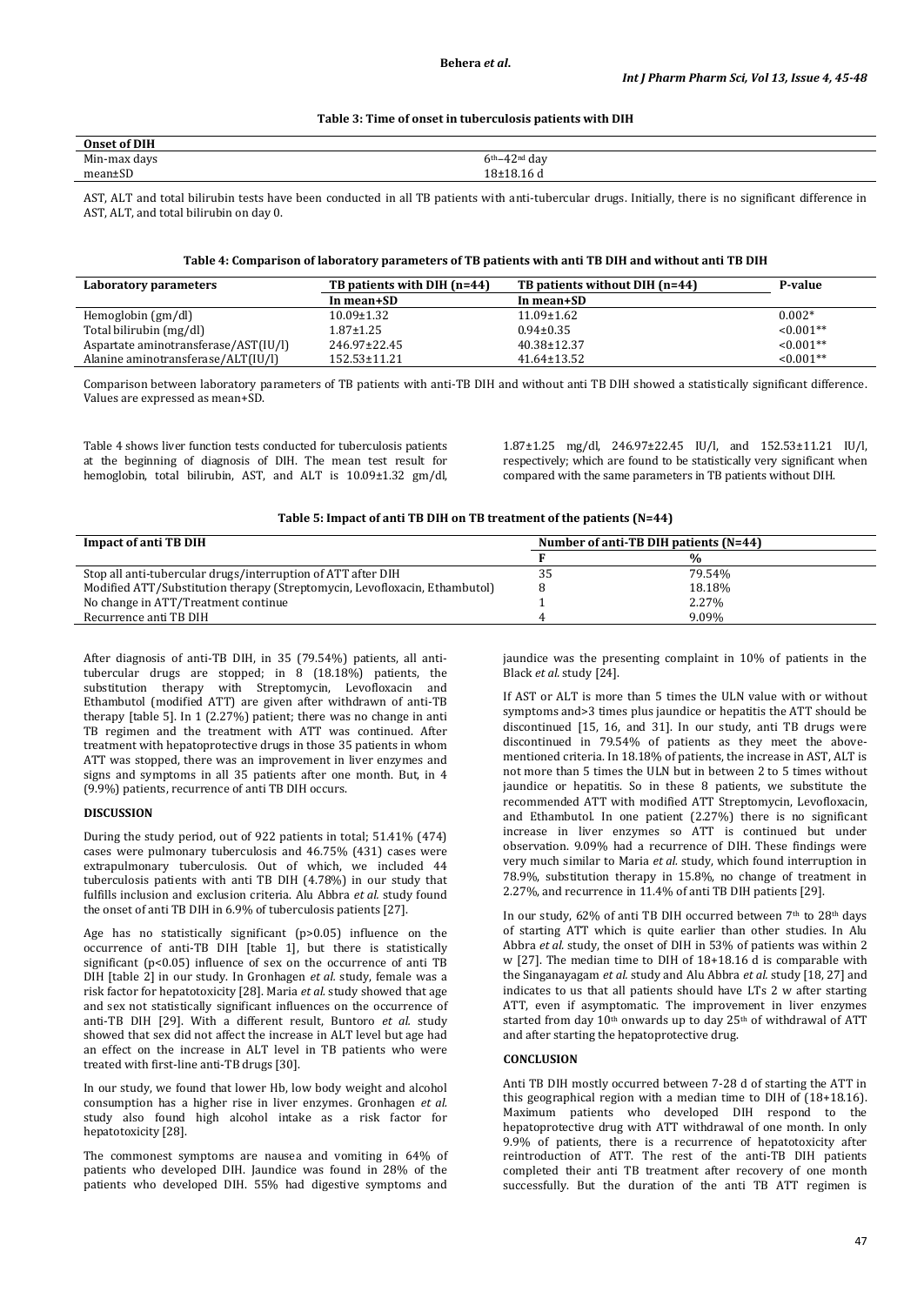**Table 3: Time of onset in tuberculosis patients with DIH**

| Onset of DIH | |
|---|---|
| Min-max days | 6th–42nd day |
| mean±SD | 18±18.16 d |

AST, ALT and total bilirubin tests have been conducted in all TB patients with anti-tubercular drugs. Initially, there is no significant difference in AST, ALT, and total bilirubin on day 0.

**Table 4: Comparison of laboratory parameters of TB patients with anti TB DIH and without anti TB DIH**

| Laboratory parameters | TB patients with DIH (n=44) | TB patients without DIH (n=44) | P-value |
|---|---|---|---|
| | In mean+SD | In mean+SD | |
| Hemoglobin (gm/dl) | 10.09±1.32 | 11.09±1.62 | 0.002* |
| Total bilirubin (mg/dl) | 1.87±1.25 | 0.94±0.35 | <0.001** |
| Aspartate aminotransferase/AST(IU/l) | 246.97±22.45 | 40.38±12.37 | <0.001** |
| Alanine aminotransferase/ALT(IU/l) | 152.53±11.21 | 41.64±13.52 | <0.001** |

Comparison between laboratory parameters of TB patients with anti-TB DIH and without anti TB DIH showed a statistically significant difference. Values are expressed as mean+SD.

Table 4 shows liver function tests conducted for tuberculosis patients at the beginning of diagnosis of DIH. The mean test result for hemoglobin, total bilirubin, AST, and ALT is 10.09±1.32 gm/dl, 1.87±1.25 mg/dl, 246.97±22.45 IU/l, and 152.53±11.21 IU/l, respectively; which are found to be statistically very significant when compared with the same parameters in TB patients without DIH.

**Table 5: Impact of anti TB DIH on TB treatment of the patients (N=44)**

| Impact of anti TB DIH | Number of anti-TB DIH patients (N=44) | |
|---|---|---|
| | F | % |
| Stop all anti-tubercular drugs/interruption of ATT after DIH | 35 | 79.54% |
| Modified ATT/Substitution therapy (Streptomycin, Levofloxacin, Ethambutol) | 8 | 18.18% |
| No change in ATT/Treatment continue | 1 | 2.27% |
| Recurrence anti TB DIH | 4 | 9.09% |

After diagnosis of anti-TB DIH, in 35 (79.54%) patients, all anti-tubercular drugs are stopped; in 8 (18.18%) patients, the substitution therapy with Streptomycin, Levofloxacin and Ethambutol (modified ATT) are given after withdrawn of anti-TB therapy [table 5]. In 1 (2.27%) patient; there was no change in anti TB regimen and the treatment with ATT was continued. After treatment with hepatoprotective drugs in those 35 patients in whom ATT was stopped, there was an improvement in liver enzymes and signs and symptoms in all 35 patients after one month. But, in 4 (9.9%) patients, recurrence of anti TB DIH occurs.

## DISCUSSION

During the study period, out of 922 patients in total; 51.41% (474) cases were pulmonary tuberculosis and 46.75% (431) cases were extrapulmonary tuberculosis. Out of which, we included 44 tuberculosis patients with anti TB DIH (4.78%) in our study that fulfills inclusion and exclusion criteria. Alu Abbra *et al.* study found the onset of anti TB DIH in 6.9% of tuberculosis patients [27].

Age has no statistically significant (p>0.05) influence on the occurrence of anti-TB DIH [table 1], but there is statistically significant (p<0.05) influence of sex on the occurrence of anti TB DIH [table 2] in our study. In Gronhagen *et al.* study, female was a risk factor for hepatotoxicity [28]. Maria *et al.* study showed that age and sex not statistically significant influences on the occurrence of anti-TB DIH [29]. With a different result, Buntoro *et al.* study showed that sex did not affect the increase in ALT level but age had an effect on the increase in ALT level in TB patients who were treated with first-line anti-TB drugs [30].

In our study, we found that lower Hb, low body weight and alcohol consumption has a higher rise in liver enzymes. Gronhagen *et al.* study also found high alcohol intake as a risk factor for hepatotoxicity [28].

The commonest symptoms are nausea and vomiting in 64% of patients who developed DIH. Jaundice was found in 28% of the patients who developed DIH. 55% had digestive symptoms and jaundice was the presenting complaint in 10% of patients in the Black *et al.* study [24].

If AST or ALT is more than 5 times the ULN value with or without symptoms and>3 times plus jaundice or hepatitis the ATT should be discontinued [15, 16, and 31]. In our study, anti TB drugs were discontinued in 79.54% of patients as they meet the above-mentioned criteria. In 18.18% of patients, the increase in AST, ALT is not more than 5 times the ULN but in between 2 to 5 times without jaundice or hepatitis. So in these 8 patients, we substitute the recommended ATT with modified ATT Streptomycin, Levofloxacin, and Ethambutol. In one patient (2.27%) there is no significant increase in liver enzymes so ATT is continued but under observation. 9.09% had a recurrence of DIH. These findings were very much similar to Maria *et al.* study, which found interruption in 78.9%, substitution therapy in 15.8%, no change of treatment in 2.27%, and recurrence in 11.4% of anti TB DIH patients [29].

In our study, 62% of anti TB DIH occurred between 7th to 28th days of starting ATT which is quite earlier than other studies. In Alu Abbra *et al.* study, the onset of DIH in 53% of patients was within 2 w [27]. The median time to DIH of 18+18.16 d is comparable with the Singanayagam *et al.* study and Alu Abbra *et al.* study [18, 27] and indicates to us that all patients should have LTs 2 w after starting ATT, even if asymptomatic. The improvement in liver enzymes started from day 10th onwards up to day 25th of withdrawal of ATT and after starting the hepatoprotective drug.

## CONCLUSION

Anti TB DIH mostly occurred between 7-28 d of starting the ATT in this geographical region with a median time to DIH of (18+18.16). Maximum patients who developed DIH respond to the hepatoprotective drug with ATT withdrawal of one month. In only 9.9% of patients, there is a recurrence of hepatotoxicity after reintroduction of ATT. The rest of the anti-TB DIH patients completed their anti TB treatment after recovery of one month successfully. But the duration of the anti TB ATT regimen is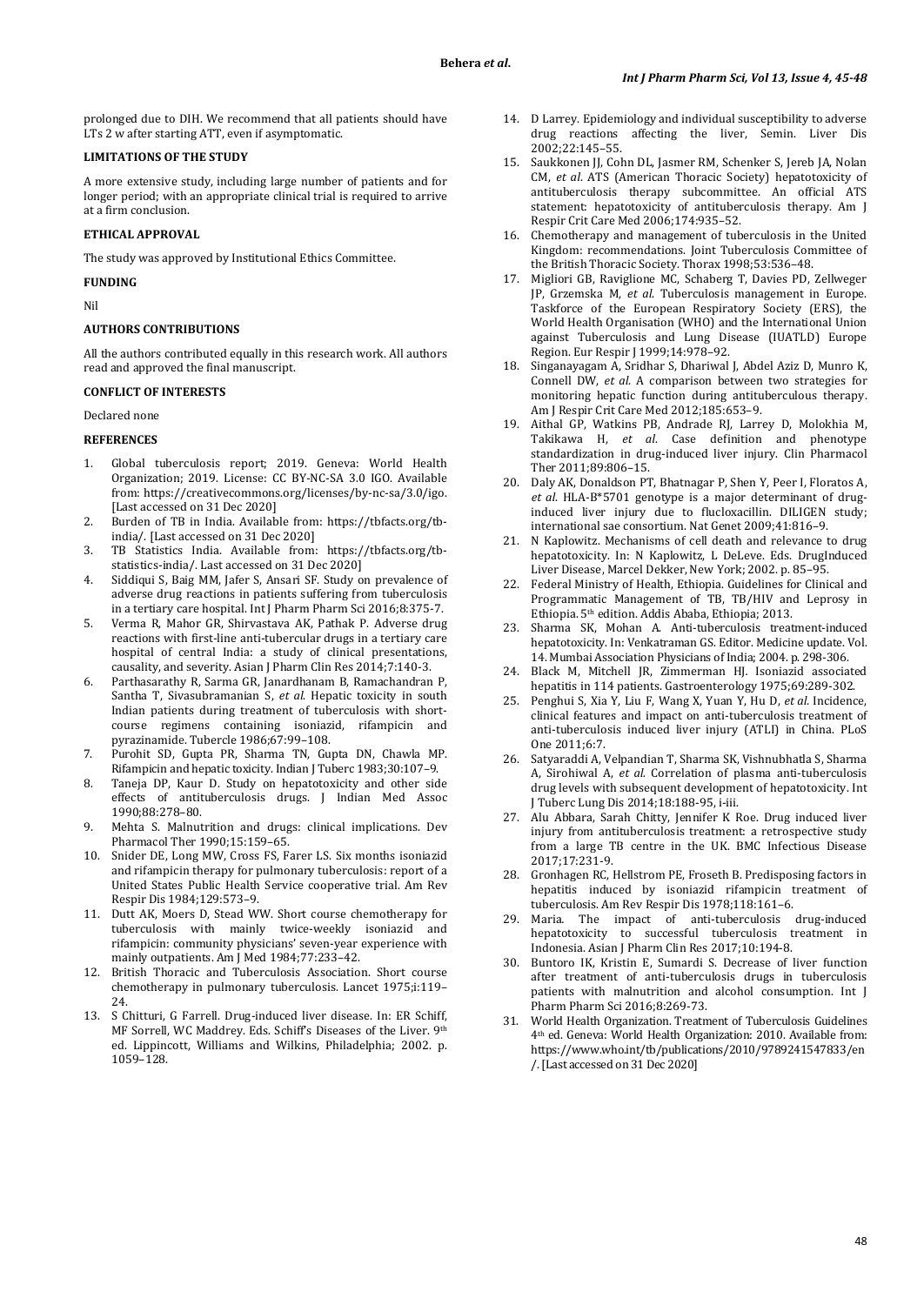prolonged due to DIH. We recommend that all patients should have LTs 2 w after starting ATT, even if asymptomatic.

## LIMITATIONS OF THE STUDY

A more extensive study, including large number of patients and for longer period; with an appropriate clinical trial is required to arrive at a firm conclusion.

## ETHICAL APPROVAL

The study was approved by Institutional Ethics Committee.

## FUNDING

Nil

## AUTHORS CONTRIBUTIONS

All the authors contributed equally in this research work. All authors read and approved the final manuscript.

## CONFLICT OF INTERESTS

Declared none

## REFERENCES

1. Global tuberculosis report; 2019. Geneva: World Health Organization; 2019. License: CC BY-NC-SA 3.0 IGO. Available from: https://creativecommons.org/licenses/by-nc-sa/3.0/igo. [Last accessed on 31 Dec 2020]
2. Burden of TB in India. Available from: https://tbfacts.org/tb-india/. [Last accessed on 31 Dec 2020]
3. TB Statistics India. Available from: https://tbfacts.org/tb-statistics-india/. Last accessed on 31 Dec 2020]
4. Siddiqui S, Baig MM, Jafer S, Ansari SF. Study on prevalence of adverse drug reactions in patients suffering from tuberculosis in a tertiary care hospital. Int J Pharm Pharm Sci 2016;8:375-7.
5. Verma R, Mahor GR, Shirvastava AK, Pathak P. Adverse drug reactions with first-line anti-tubercular drugs in a tertiary care hospital of central India: a study of clinical presentations, causality, and severity. Asian J Pharm Clin Res 2014;7:140-3.
6. Parthasarathy R, Sarma GR, Janardhanam B, Ramachandran P, Santha T, Sivasubramanian S, *et al.* Hepatic toxicity in south Indian patients during treatment of tuberculosis with short-course regimens containing isoniazid, rifampicin and pyrazinamide. Tubercle 1986;67:99–108.
7. Purohit SD, Gupta PR, Sharma TN, Gupta DN, Chawla MP. Rifampicin and hepatic toxicity. Indian J Tuberc 1983;30:107–9.
8. Taneja DP, Kaur D. Study on hepatotoxicity and other side effects of antituberculosis drugs. J Indian Med Assoc 1990;88:278–80.
9. Mehta S. Malnutrition and drugs: clinical implications. Dev Pharmacol Ther 1990;15:159–65.
10. Snider DE, Long MW, Cross FS, Farer LS. Six months isoniazid and rifampicin therapy for pulmonary tuberculosis: report of a United States Public Health Service cooperative trial. Am Rev Respir Dis 1984;129:573–9.
11. Dutt AK, Moers D, Stead WW. Short course chemotherapy for tuberculosis with mainly twice-weekly isoniazid and rifampicin: community physicians' seven-year experience with mainly outpatients. Am J Med 1984;77:233–42.
12. British Thoracic and Tuberculosis Association. Short course chemotherapy in pulmonary tuberculosis. Lancet 1975;i:119–24.
13. S Chitturi, G Farrell. Drug-induced liver disease. In: ER Schiff, MF Sorrell, WC Maddrey. Eds. Schiff's Diseases of the Liver. 9th ed. Lippincott, Williams and Wilkins, Philadelphia; 2002. p. 1059–128.
14. D Larrey. Epidemiology and individual susceptibility to adverse drug reactions affecting the liver, Semin. Liver Dis 2002;22:145–55.
15. Saukkonen JJ, Cohn DL, Jasmer RM, Schenker S, Jereb JA, Nolan CM, *et al.* ATS (American Thoracic Society) hepatotoxicity of antituberculosis therapy subcommittee. An official ATS statement: hepatotoxicity of antituberculosis therapy. Am J Respir Crit Care Med 2006;174:935–52.
16. Chemotherapy and management of tuberculosis in the United Kingdom: recommendations. Joint Tuberculosis Committee of the British Thoracic Society. Thorax 1998;53:536–48.
17. Migliori GB, Raviglione MC, Schaberg T, Davies PD, Zellweger JP, Grzemska M, *et al.* Tuberculosis management in Europe. Taskforce of the European Respiratory Society (ERS), the World Health Organisation (WHO) and the International Union against Tuberculosis and Lung Disease (IUATLD) Europe Region. Eur Respir J 1999;14:978–92.
18. Singanayagam A, Sridhar S, Dhariwal J, Abdel Aziz D, Munro K, Connell DW, *et al.* A comparison between two strategies for monitoring hepatic function during antituberculous therapy. Am J Respir Crit Care Med 2012;185:653–9.
19. Aithal GP, Watkins PB, Andrade RJ, Larrey D, Molokhia M, Takikawa H, *et al.* Case definition and phenotype standardization in drug-induced liver injury. Clin Pharmacol Ther 2011;89:806–15.
20. Daly AK, Donaldson PT, Bhatnagar P, Shen Y, Peer I, Floratos A, *et al.* HLA-B*5701 genotype is a major determinant of drug-induced liver injury due to flucloxacillin. DILIGEN study; international sae consortium. Nat Genet 2009;41:816–9.
21. N Kaplowitz. Mechanisms of cell death and relevance to drug hepatotoxicity. In: N Kaplowitz, L DeLeve. Eds. DrugInduced Liver Disease, Marcel Dekker, New York; 2002. p. 85–95.
22. Federal Ministry of Health, Ethiopia. Guidelines for Clinical and Programmatic Management of TB, TB/HIV and Leprosy in Ethiopia. 5th edition. Addis Ababa, Ethiopia; 2013.
23. Sharma SK, Mohan A. Anti-tuberculosis treatment-induced hepatotoxicity. In: Venkatraman GS. Editor. Medicine update. Vol. 14. Mumbai Association Physicians of India; 2004. p. 298-306.
24. Black M, Mitchell JR, Zimmerman HJ. Isoniazid associated hepatitis in 114 patients. Gastroenterology 1975;69:289-302.
25. Penghui S, Xia Y, Liu F, Wang X, Yuan Y, Hu D, *et al.* Incidence, clinical features and impact on anti-tuberculosis treatment of anti-tuberculosis induced liver injury (ATLI) in China. PLoS One 2011;6:7.
26. Satyaraddi A, Velpandian T, Sharma SK, Vishnubhatla S, Sharma A, Sirohiwal A, *et al.* Correlation of plasma anti-tuberculosis drug levels with subsequent development of hepatotoxicity. Int J Tuberc Lung Dis 2014;18:188-95, i-iii.
27. Alu Abbara, Sarah Chitty, Jennifer K Roe. Drug induced liver injury from antituberculosis treatment: a retrospective study from a large TB centre in the UK. BMC Infectious Disease 2017;17:231-9.
28. Gronhagen RC, Hellstrom PE, Froseth B. Predisposing factors in hepatitis induced by isoniazid rifampicin treatment of tuberculosis. Am Rev Respir Dis 1978;118:161–6.
29. Maria. The impact of anti-tuberculosis drug-induced hepatotoxicity to successful tuberculosis treatment in Indonesia. Asian J Pharm Clin Res 2017;10:194-8.
30. Buntoro IK, Kristin E, Sumardi S. Decrease of liver function after treatment of anti-tuberculosis drugs in tuberculosis patients with malnutrition and alcohol consumption. Int J Pharm Pharm Sci 2016;8:269-73.
31. World Health Organization. Treatment of Tuberculosis Guidelines 4th ed. Geneva: World Health Organization: 2010. Available from: https://www.who.int/tb/publications/2010/9789241547833/en/. [Last accessed on 31 Dec 2020]